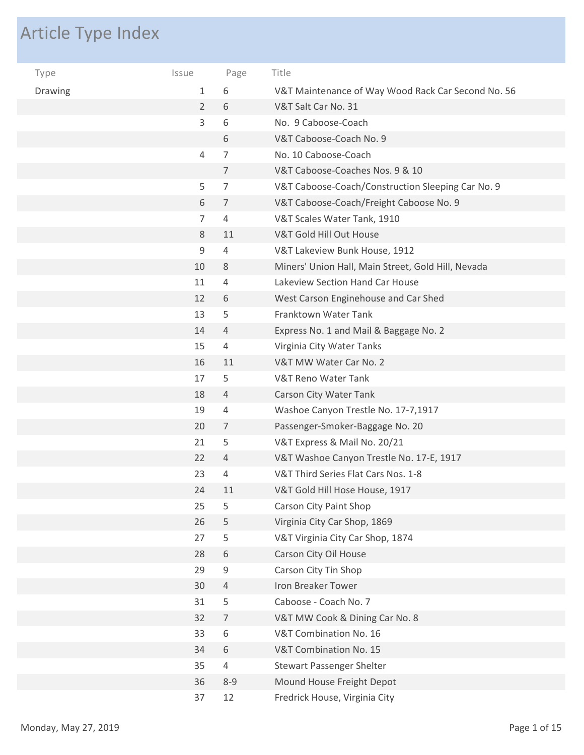# Article Type Index

| Type | Issue | Page | Title |
|---|---|---|---|
| Drawing | 1 | 6 | V&T Maintenance of Way Wood Rack Car Second No. 56 |
| | 2 | 6 | V&T Salt Car No. 31 |
| | 3 | 6 | No. 9 Caboose-Coach |
| | | 6 | V&T Caboose-Coach No. 9 |
| | 4 | 7 | No. 10 Caboose-Coach |
| | | 7 | V&T Caboose-Coaches Nos. 9 & 10 |
| | 5 | 7 | V&T Caboose-Coach/Construction Sleeping Car No. 9 |
| | 6 | 7 | V&T Caboose-Coach/Freight Caboose No. 9 |
| | 7 | 4 | V&T Scales Water Tank, 1910 |
| | 8 | 11 | V&T Gold Hill Out House |
| | 9 | 4 | V&T Lakeview Bunk House, 1912 |
| | 10 | 8 | Miners' Union Hall, Main Street, Gold Hill, Nevada |
| | 11 | 4 | Lakeview Section Hand Car House |
| | 12 | 6 | West Carson Enginehouse and Car Shed |
| | 13 | 5 | Franktown Water Tank |
| | 14 | 4 | Express No. 1 and Mail & Baggage No. 2 |
| | 15 | 4 | Virginia City Water Tanks |
| | 16 | 11 | V&T MW Water Car No. 2 |
| | 17 | 5 | V&T Reno Water Tank |
| | 18 | 4 | Carson City Water Tank |
| | 19 | 4 | Washoe Canyon Trestle No. 17-7,1917 |
| | 20 | 7 | Passenger-Smoker-Baggage No. 20 |
| | 21 | 5 | V&T Express & Mail No. 20/21 |
| | 22 | 4 | V&T Washoe Canyon Trestle No. 17-E, 1917 |
| | 23 | 4 | V&T Third Series Flat Cars Nos. 1-8 |
| | 24 | 11 | V&T Gold Hill Hose House, 1917 |
| | 25 | 5 | Carson City Paint Shop |
| | 26 | 5 | Virginia City Car Shop, 1869 |
| | 27 | 5 | V&T Virginia City Car Shop, 1874 |
| | 28 | 6 | Carson City Oil House |
| | 29 | 9 | Carson City Tin Shop |
| | 30 | 4 | Iron Breaker Tower |
| | 31 | 5 | Caboose - Coach No. 7 |
| | 32 | 7 | V&T MW Cook & Dining Car No. 8 |
| | 33 | 6 | V&T Combination No. 16 |
| | 34 | 6 | V&T Combination No. 15 |
| | 35 | 4 | Stewart Passenger Shelter |
| | 36 | 8-9 | Mound House Freight Depot |
| | 37 | 12 | Fredrick House, Virginia City |

Monday, May 27, 2019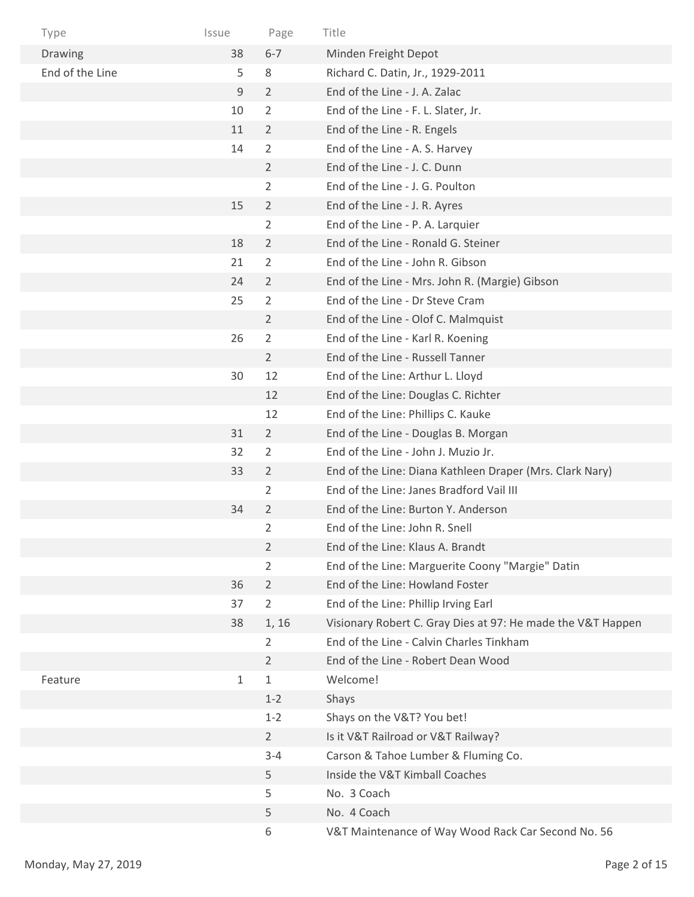| Type | Issue | Page | Title |
|---|---|---|---|
| Drawing | 38 | 6-7 | Minden Freight Depot |
| End of the Line | 5 | 8 | Richard C. Datin, Jr., 1929-2011 |
| | 9 | 2 | End of the Line - J. A. Zalac |
| | 10 | 2 | End of the Line - F. L. Slater, Jr. |
| | 11 | 2 | End of the Line - R. Engels |
| | 14 | 2 | End of the Line - A. S. Harvey |
| | | 2 | End of the Line - J. C. Dunn |
| | | 2 | End of the Line - J. G. Poulton |
| | 15 | 2 | End of the Line - J. R. Ayres |
| | | 2 | End of the Line - P. A. Larquier |
| | 18 | 2 | End of the Line - Ronald G. Steiner |
| | 21 | 2 | End of the Line - John R. Gibson |
| | 24 | 2 | End of the Line - Mrs. John R. (Margie) Gibson |
| | 25 | 2 | End of the Line - Dr Steve Cram |
| | | 2 | End of the Line - Olof C. Malmquist |
| | 26 | 2 | End of the Line - Karl R. Koening |
| | | 2 | End of the Line - Russell Tanner |
| | 30 | 12 | End of the Line: Arthur L. Lloyd |
| | | 12 | End of the Line: Douglas C. Richter |
| | | 12 | End of the Line: Phillips C. Kauke |
| | 31 | 2 | End of the Line - Douglas B. Morgan |
| | 32 | 2 | End of the Line - John J. Muzio Jr. |
| | 33 | 2 | End of the Line: Diana Kathleen Draper (Mrs. Clark Nary) |
| | | 2 | End of the Line: Janes Bradford Vail III |
| | 34 | 2 | End of the Line: Burton Y. Anderson |
| | | 2 | End of the Line: John R. Snell |
| | | 2 | End of the Line: Klaus A. Brandt |
| | | 2 | End of the Line: Marguerite Coony "Margie" Datin |
| | 36 | 2 | End of the Line: Howland Foster |
| | 37 | 2 | End of the Line: Phillip Irving Earl |
| | 38 | 1, 16 | Visionary Robert C. Gray Dies at 97: He made the V&T Happen |
| | | 2 | End of the Line - Calvin Charles Tinkham |
| | | 2 | End of the Line - Robert Dean Wood |
| Feature | 1 | 1 | Welcome! |
| | | 1-2 | Shays |
| | | 1-2 | Shays on the V&T? You bet! |
| | | 2 | Is it V&T Railroad or V&T Railway? |
| | | 3-4 | Carson & Tahoe Lumber & Fluming Co. |
| | | 5 | Inside the V&T Kimball Coaches |
| | | 5 | No. 3 Coach |
| | | 5 | No. 4 Coach |
| | | 6 | V&T Maintenance of Way Wood Rack Car Second No. 56 |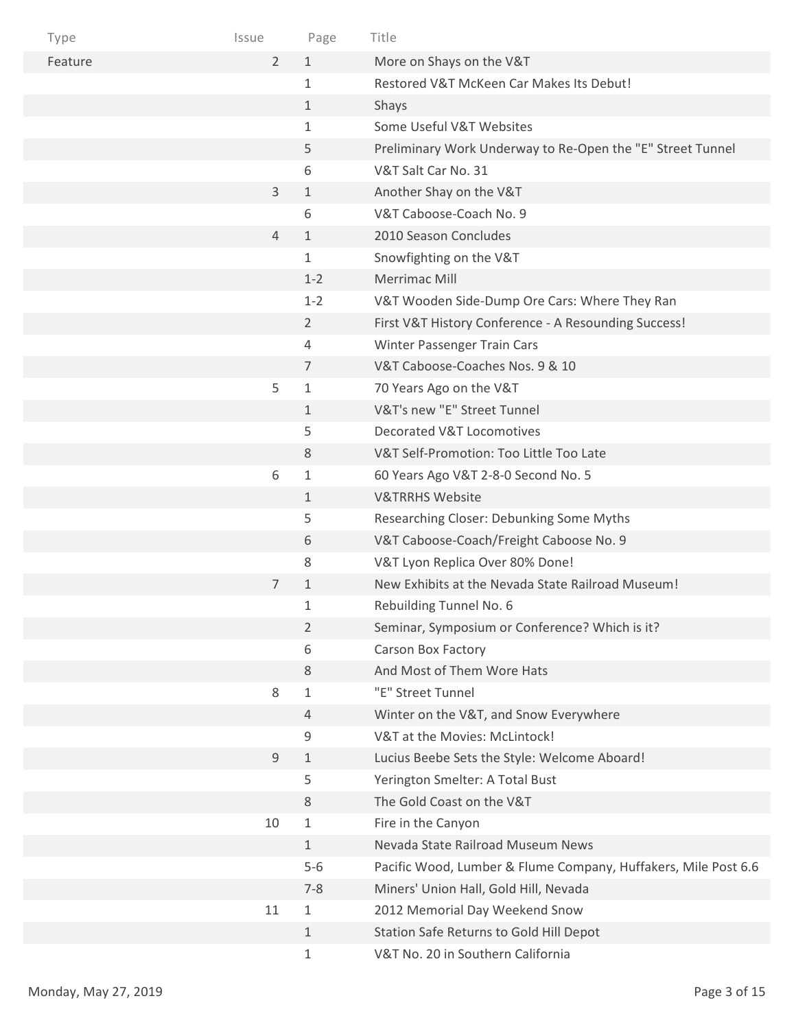| Type | Issue | Page | Title |
|---|---|---|---|
| Feature | 2 | 1 | More on Shays on the V&T |
| | | 1 | Restored V&T McKeen Car Makes Its Debut! |
| | | 1 | Shays |
| | | 1 | Some Useful V&T Websites |
| | | 5 | Preliminary Work Underway to Re-Open the "E" Street Tunnel |
| | | 6 | V&T Salt Car No. 31 |
| | 3 | 1 | Another Shay on the V&T |
| | | 6 | V&T Caboose-Coach No. 9 |
| | 4 | 1 | 2010 Season Concludes |
| | | 1 | Snowfighting on the V&T |
| | | 1-2 | Merrimac Mill |
| | | 1-2 | V&T Wooden Side-Dump Ore Cars: Where They Ran |
| | | 2 | First V&T History Conference - A Resounding Success! |
| | | 4 | Winter Passenger Train Cars |
| | | 7 | V&T Caboose-Coaches Nos. 9 & 10 |
| | 5 | 1 | 70 Years Ago on the V&T |
| | | 1 | V&T's new "E" Street Tunnel |
| | | 5 | Decorated V&T Locomotives |
| | | 8 | V&T Self-Promotion: Too Little Too Late |
| | 6 | 1 | 60 Years Ago V&T 2-8-0 Second No. 5 |
| | | 1 | V&TRRHS Website |
| | | 5 | Researching Closer: Debunking Some Myths |
| | | 6 | V&T Caboose-Coach/Freight Caboose No. 9 |
| | | 8 | V&T Lyon Replica Over 80% Done! |
| | 7 | 1 | New Exhibits at the Nevada State Railroad Museum! |
| | | 1 | Rebuilding Tunnel No. 6 |
| | | 2 | Seminar, Symposium or Conference? Which is it? |
| | | 6 | Carson Box Factory |
| | | 8 | And Most of Them Wore Hats |
| | 8 | 1 | "E" Street Tunnel |
| | | 4 | Winter on the V&T, and Snow Everywhere |
| | | 9 | V&T at the Movies: McLintock! |
| | 9 | 1 | Lucius Beebe Sets the Style: Welcome Aboard! |
| | | 5 | Yerington Smelter: A Total Bust |
| | | 8 | The Gold Coast on the V&T |
| | 10 | 1 | Fire in the Canyon |
| | | 1 | Nevada State Railroad Museum News |
| | | 5-6 | Pacific Wood, Lumber & Flume Company, Huffakers, Mile Post 6.6 |
| | | 7-8 | Miners' Union Hall, Gold Hill, Nevada |
| | 11 | 1 | 2012 Memorial Day Weekend Snow |
| | | 1 | Station Safe Returns to Gold Hill Depot |
| | | 1 | V&T No. 20 in Southern California |

Monday, May 27, 2019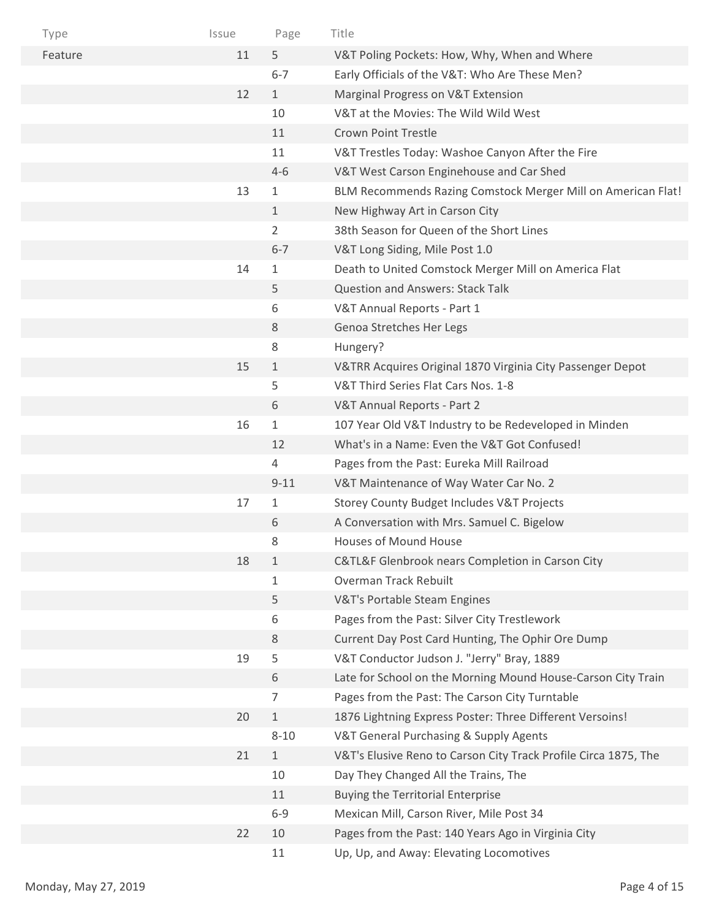| Type | Issue | Page | Title |
|---|---|---|---|
| Feature | 11 | 5 | V&T Poling Pockets: How, Why, When and Where |
| | | 6-7 | Early Officials of the V&T: Who Are These Men? |
| | 12 | 1 | Marginal Progress on V&T Extension |
| | | 10 | V&T at the Movies: The Wild Wild West |
| | | 11 | Crown Point Trestle |
| | | 11 | V&T Trestles Today: Washoe Canyon After the Fire |
| | | 4-6 | V&T West Carson Enginehouse and Car Shed |
| | 13 | 1 | BLM Recommends Razing Comstock Merger Mill on American Flat! |
| | | 1 | New Highway Art in Carson City |
| | | 2 | 38th Season for Queen of the Short Lines |
| | | 6-7 | V&T Long Siding, Mile Post 1.0 |
| | 14 | 1 | Death to United Comstock Merger Mill on America Flat |
| | | 5 | Question and Answers: Stack Talk |
| | | 6 | V&T Annual Reports - Part 1 |
| | | 8 | Genoa Stretches Her Legs |
| | | 8 | Hungery? |
| | 15 | 1 | V&TRR Acquires Original 1870 Virginia City Passenger Depot |
| | | 5 | V&T Third Series Flat Cars Nos. 1-8 |
| | | 6 | V&T Annual Reports - Part 2 |
| | 16 | 1 | 107 Year Old V&T Industry to be Redeveloped in Minden |
| | | 12 | What's in a Name: Even the V&T Got Confused! |
| | | 4 | Pages from the Past: Eureka Mill Railroad |
| | | 9-11 | V&T Maintenance of Way Water Car No. 2 |
| | 17 | 1 | Storey County Budget Includes V&T Projects |
| | | 6 | A Conversation with Mrs. Samuel C. Bigelow |
| | | 8 | Houses of Mound House |
| | 18 | 1 | C&TL&F Glenbrook nears Completion in Carson City |
| | | 1 | Overman Track Rebuilt |
| | | 5 | V&T's Portable Steam Engines |
| | | 6 | Pages from the Past: Silver City Trestlework |
| | | 8 | Current Day Post Card Hunting, The Ophir Ore Dump |
| | 19 | 5 | V&T Conductor Judson J. "Jerry" Bray, 1889 |
| | | 6 | Late for School on the Morning Mound House-Carson City Train |
| | | 7 | Pages from the Past: The Carson City Turntable |
| | 20 | 1 | 1876 Lightning Express Poster: Three Different Versoins! |
| | | 8-10 | V&T General Purchasing & Supply Agents |
| | 21 | 1 | V&T's Elusive Reno to Carson City Track Profile Circa 1875, The |
| | | 10 | Day They Changed All the Trains, The |
| | | 11 | Buying the Territorial Enterprise |
| | | 6-9 | Mexican Mill, Carson River, Mile Post 34 |
| | 22 | 10 | Pages from the Past: 140 Years Ago in Virginia City |
| | | 11 | Up, Up, and Away: Elevating Locomotives |

Monday, May 27, 2019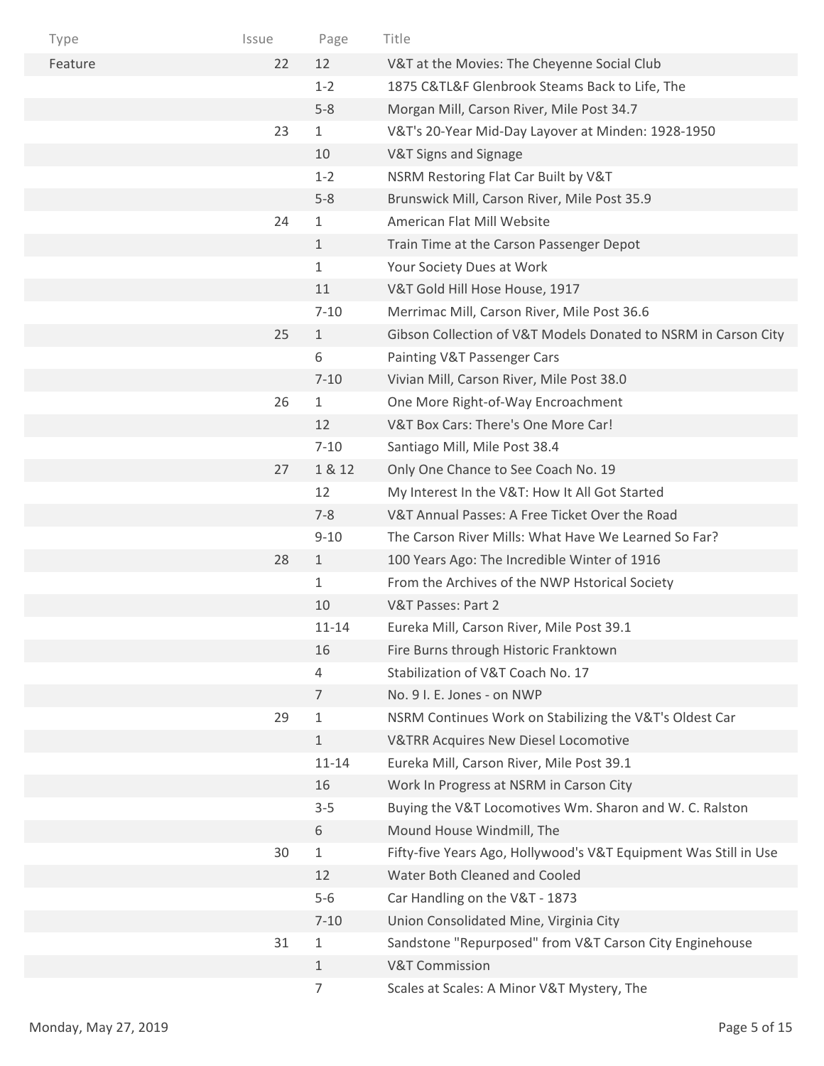| Type | Issue | Page | Title |
|---|---|---|---|
| Feature | 22 | 12 | V&T at the Movies: The Cheyenne Social Club |
| | | 1-2 | 1875 C&TL&F Glenbrook Steams Back to Life, The |
| | | 5-8 | Morgan Mill, Carson River, Mile Post 34.7 |
| | 23 | 1 | V&T's 20-Year Mid-Day Layover at Minden: 1928-1950 |
| | | 10 | V&T Signs and Signage |
| | | 1-2 | NSRM Restoring Flat Car Built by V&T |
| | | 5-8 | Brunswick Mill, Carson River, Mile Post 35.9 |
| | 24 | 1 | American Flat Mill Website |
| | | 1 | Train Time at the Carson Passenger Depot |
| | | 1 | Your Society Dues at Work |
| | | 11 | V&T Gold Hill Hose House, 1917 |
| | | 7-10 | Merrimac Mill, Carson River, Mile Post 36.6 |
| | 25 | 1 | Gibson Collection of V&T Models Donated to NSRM in Carson City |
| | | 6 | Painting V&T Passenger Cars |
| | | 7-10 | Vivian Mill, Carson River, Mile Post 38.0 |
| | 26 | 1 | One More Right-of-Way Encroachment |
| | | 12 | V&T Box Cars: There's One More Car! |
| | | 7-10 | Santiago Mill, Mile Post 38.4 |
| | 27 | 1 & 12 | Only One Chance to See Coach No. 19 |
| | | 12 | My Interest In the V&T: How It All Got Started |
| | | 7-8 | V&T Annual Passes: A Free Ticket Over the Road |
| | | 9-10 | The Carson River Mills: What Have We Learned So Far? |
| | 28 | 1 | 100 Years Ago: The Incredible Winter of 1916 |
| | | 1 | From the Archives of the NWP Hstorical Society |
| | | 10 | V&T Passes: Part 2 |
| | | 11-14 | Eureka Mill, Carson River, Mile Post 39.1 |
| | | 16 | Fire Burns through Historic Franktown |
| | | 4 | Stabilization of V&T Coach No. 17 |
| | | 7 | No. 9 I. E. Jones - on NWP |
| | 29 | 1 | NSRM Continues Work on Stabilizing the V&T's Oldest Car |
| | | 1 | V&TRR Acquires New Diesel Locomotive |
| | | 11-14 | Eureka Mill, Carson River, Mile Post 39.1 |
| | | 16 | Work In Progress at NSRM in Carson City |
| | | 3-5 | Buying the V&T Locomotives Wm. Sharon and W. C. Ralston |
| | | 6 | Mound House Windmill, The |
| | 30 | 1 | Fifty-five Years Ago, Hollywood's V&T Equipment Was Still in Use |
| | | 12 | Water Both Cleaned and Cooled |
| | | 5-6 | Car Handling on the V&T - 1873 |
| | | 7-10 | Union Consolidated Mine, Virginia City |
| | 31 | 1 | Sandstone "Repurposed" from V&T Carson City Enginehouse |
| | | 1 | V&T Commission |
| | | 7 | Scales at Scales: A Minor V&T Mystery, The |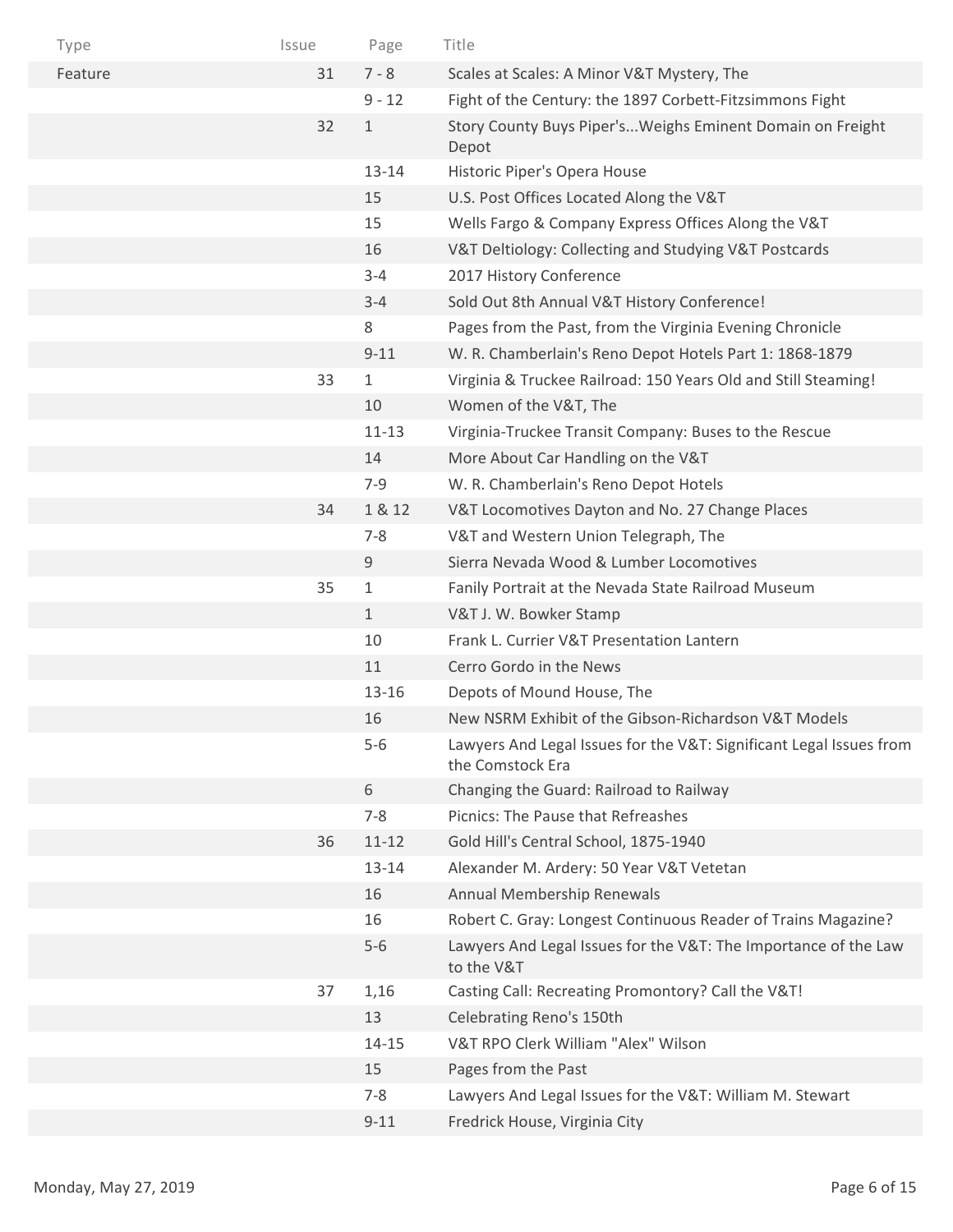| Type | Issue | Page | Title |
|---|---|---|---|
| Feature | 31 | 7 - 8 | Scales at Scales: A Minor V&T Mystery, The |
| | | 9 - 12 | Fight of the Century: the 1897 Corbett-Fitzsimmons Fight |
| | 32 | 1 | Story County Buys Piper's...Weighs Eminent Domain on Freight Depot |
| | | 13-14 | Historic Piper's Opera House |
| | | 15 | U.S. Post Offices Located Along the V&T |
| | | 15 | Wells Fargo & Company Express Offices Along the V&T |
| | | 16 | V&T Deltiology: Collecting and Studying V&T Postcards |
| | | 3-4 | 2017 History Conference |
| | | 3-4 | Sold Out 8th Annual V&T History Conference! |
| | | 8 | Pages from the Past, from the Virginia Evening Chronicle |
| | | 9-11 | W. R. Chamberlain's Reno Depot Hotels Part 1: 1868-1879 |
| | 33 | 1 | Virginia & Truckee Railroad: 150 Years Old and Still Steaming! |
| | | 10 | Women of the V&T, The |
| | | 11-13 | Virginia-Truckee Transit Company: Buses to the Rescue |
| | | 14 | More About Car Handling on the V&T |
| | | 7-9 | W. R. Chamberlain's Reno Depot Hotels |
| | 34 | 1 & 12 | V&T Locomotives Dayton and No. 27 Change Places |
| | | 7-8 | V&T and Western Union Telegraph, The |
| | | 9 | Sierra Nevada Wood & Lumber Locomotives |
| | 35 | 1 | Fanily Portrait at the Nevada State Railroad Museum |
| | | 1 | V&T J. W. Bowker Stamp |
| | | 10 | Frank L. Currier V&T Presentation Lantern |
| | | 11 | Cerro Gordo in the News |
| | | 13-16 | Depots of Mound House, The |
| | | 16 | New NSRM Exhibit of the Gibson-Richardson V&T Models |
| | | 5-6 | Lawyers And Legal Issues for the V&T: Significant Legal Issues from the Comstock Era |
| | | 6 | Changing the Guard: Railroad to Railway |
| | | 7-8 | Picnics: The Pause that Refreashes |
| | 36 | 11-12 | Gold Hill's Central School, 1875-1940 |
| | | 13-14 | Alexander M. Ardery: 50 Year V&T Vetetan |
| | | 16 | Annual Membership Renewals |
| | | 16 | Robert C. Gray: Longest Continuous Reader of Trains Magazine? |
| | | 5-6 | Lawyers And Legal Issues for the V&T: The Importance of the Law to the V&T |
| | 37 | 1,16 | Casting Call: Recreating Promontory? Call the V&T! |
| | | 13 | Celebrating Reno's 150th |
| | | 14-15 | V&T RPO Clerk William "Alex" Wilson |
| | | 15 | Pages from the Past |
| | | 7-8 | Lawyers And Legal Issues for the V&T: William M. Stewart |
| | | 9-11 | Fredrick House, Virginia City |

Monday, May 27, 2019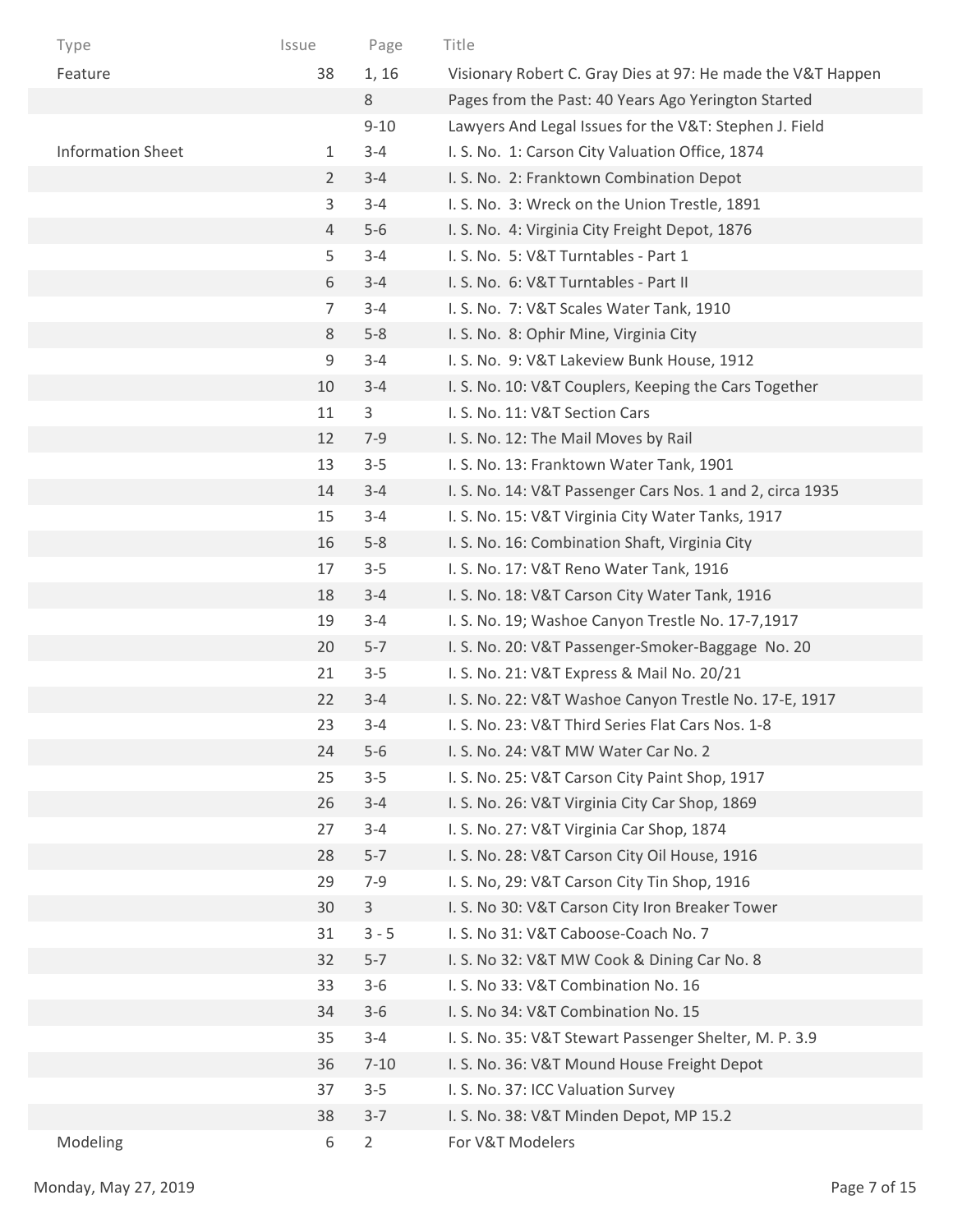| Type | Issue | Page | Title |
|---|---|---|---|
| Feature | 38 | 1, 16 | Visionary Robert C. Gray Dies at 97: He made the V&T Happen |
| | | 8 | Pages from the Past: 40 Years Ago Yerington Started |
| | | 9-10 | Lawyers And Legal Issues for the V&T: Stephen J. Field |
| Information Sheet | 1 | 3-4 | I. S. No. 1: Carson City Valuation Office, 1874 |
| | 2 | 3-4 | I. S. No. 2: Franktown Combination Depot |
| | 3 | 3-4 | I. S. No. 3: Wreck on the Union Trestle, 1891 |
| | 4 | 5-6 | I. S. No. 4: Virginia City Freight Depot, 1876 |
| | 5 | 3-4 | I. S. No. 5: V&T Turntables - Part 1 |
| | 6 | 3-4 | I. S. No. 6: V&T Turntables - Part II |
| | 7 | 3-4 | I. S. No. 7: V&T Scales Water Tank, 1910 |
| | 8 | 5-8 | I. S. No. 8: Ophir Mine, Virginia City |
| | 9 | 3-4 | I. S. No. 9: V&T Lakeview Bunk House, 1912 |
| | 10 | 3-4 | I. S. No. 10: V&T Couplers, Keeping the Cars Together |
| | 11 | 3 | I. S. No. 11: V&T Section Cars |
| | 12 | 7-9 | I. S. No. 12: The Mail Moves by Rail |
| | 13 | 3-5 | I. S. No. 13: Franktown Water Tank, 1901 |
| | 14 | 3-4 | I. S. No. 14: V&T Passenger Cars Nos. 1 and 2, circa 1935 |
| | 15 | 3-4 | I. S. No. 15: V&T Virginia City Water Tanks, 1917 |
| | 16 | 5-8 | I. S. No. 16: Combination Shaft, Virginia City |
| | 17 | 3-5 | I. S. No. 17: V&T Reno Water Tank, 1916 |
| | 18 | 3-4 | I. S. No. 18: V&T Carson City Water Tank, 1916 |
| | 19 | 3-4 | I. S. No. 19; Washoe Canyon Trestle No. 17-7,1917 |
| | 20 | 5-7 | I. S. No. 20: V&T Passenger-Smoker-Baggage No. 20 |
| | 21 | 3-5 | I. S. No. 21: V&T Express & Mail No. 20/21 |
| | 22 | 3-4 | I. S. No. 22: V&T Washoe Canyon Trestle No. 17-E, 1917 |
| | 23 | 3-4 | I. S. No. 23: V&T Third Series Flat Cars Nos. 1-8 |
| | 24 | 5-6 | I. S. No. 24: V&T MW Water Car No. 2 |
| | 25 | 3-5 | I. S. No. 25: V&T Carson City Paint Shop, 1917 |
| | 26 | 3-4 | I. S. No. 26: V&T Virginia City Car Shop, 1869 |
| | 27 | 3-4 | I. S. No. 27: V&T Virginia Car Shop, 1874 |
| | 28 | 5-7 | I. S. No. 28: V&T Carson City Oil House, 1916 |
| | 29 | 7-9 | I. S, No, 29: V&T Carson City Tin Shop, 1916 |
| | 30 | 3 | I. S. No 30: V&T Carson City Iron Breaker Tower |
| | 31 | 3 - 5 | I. S. No 31: V&T Caboose-Coach No. 7 |
| | 32 | 5-7 | I. S. No 32: V&T MW Cook & Dining Car No. 8 |
| | 33 | 3-6 | I. S. No 33: V&T Combination No. 16 |
| | 34 | 3-6 | I. S. No 34: V&T Combination No. 15 |
| | 35 | 3-4 | I. S. No. 35: V&T Stewart Passenger Shelter, M. P. 3.9 |
| | 36 | 7-10 | I. S. No. 36: V&T Mound House Freight Depot |
| | 37 | 3-5 | I. S. No. 37: ICC Valuation Survey |
| | 38 | 3-7 | I. S. No. 38: V&T Minden Depot, MP 15.2 |
| Modeling | 6 | 2 | For V&T Modelers |

Monday, May 27, 2019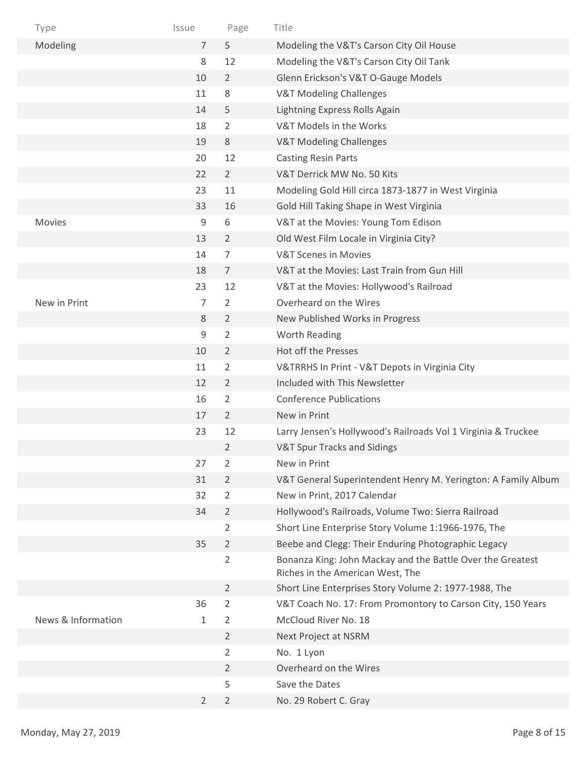| Type | Issue | Page | Title |
|---|---|---|---|
| Modeling | 7 | 5 | Modeling the V&T's Carson City Oil House |
| | 8 | 12 | Modeling the V&T's Carson City Oil Tank |
| | 10 | 2 | Glenn Erickson's V&T O-Gauge Models |
| | 11 | 8 | V&T Modeling Challenges |
| | 14 | 5 | Lightning Express Rolls Again |
| | 18 | 2 | V&T Models in the Works |
| | 19 | 8 | V&T Modeling Challenges |
| | 20 | 12 | Casting Resin Parts |
| | 22 | 2 | V&T Derrick MW No. 50 Kits |
| | 23 | 11 | Modeling Gold Hill circa 1873-1877 in West Virginia |
| | 33 | 16 | Gold Hill Taking Shape in West Virginia |
| Movies | 9 | 6 | V&T at the Movies: Young Tom Edison |
| | 13 | 2 | Old West Film Locale in Virginia City? |
| | 14 | 7 | V&T Scenes in Movies |
| | 18 | 7 | V&T at the Movies: Last Train from Gun Hill |
| | 23 | 12 | V&T at the Movies: Hollywood's Railroad |
| New in Print | 7 | 2 | Overheard on the Wires |
| | 8 | 2 | New Published Works in Progress |
| | 9 | 2 | Worth Reading |
| | 10 | 2 | Hot off the Presses |
| | 11 | 2 | V&TRRHS In Print - V&T Depots in Virginia City |
| | 12 | 2 | Included with This Newsletter |
| | 16 | 2 | Conference Publications |
| | 17 | 2 | New in Print |
| | 23 | 12 | Larry Jensen's Hollywood's Railroads Vol 1 Virginia & Truckee |
| | | 2 | V&T Spur Tracks and Sidings |
| | 27 | 2 | New in Print |
| | 31 | 2 | V&T General Superintendent Henry M. Yerington: A Family Album |
| | 32 | 2 | New in Print, 2017 Calendar |
| | 34 | 2 | Hollywood's Railroads, Volume Two: Sierra Railroad |
| | | 2 | Short Line Enterprise Story Volume 1:1966-1976, The |
| | 35 | 2 | Beebe and Clegg: Their Enduring Photographic Legacy |
| | | 2 | Bonanza King: John Mackay and the Battle Over the Greatest Riches in the American West, The |
| | | 2 | Short Line Enterprises Story Volume 2: 1977-1988, The |
| | 36 | 2 | V&T Coach No. 17: From Promontory to Carson City, 150 Years |
| News & Information | 1 | 2 | McCloud River No. 18 |
| | | 2 | Next Project at NSRM |
| | | 2 | No. 1 Lyon |
| | | 2 | Overheard on the Wires |
| | | 5 | Save the Dates |
| | 2 | 2 | No. 29 Robert C. Gray |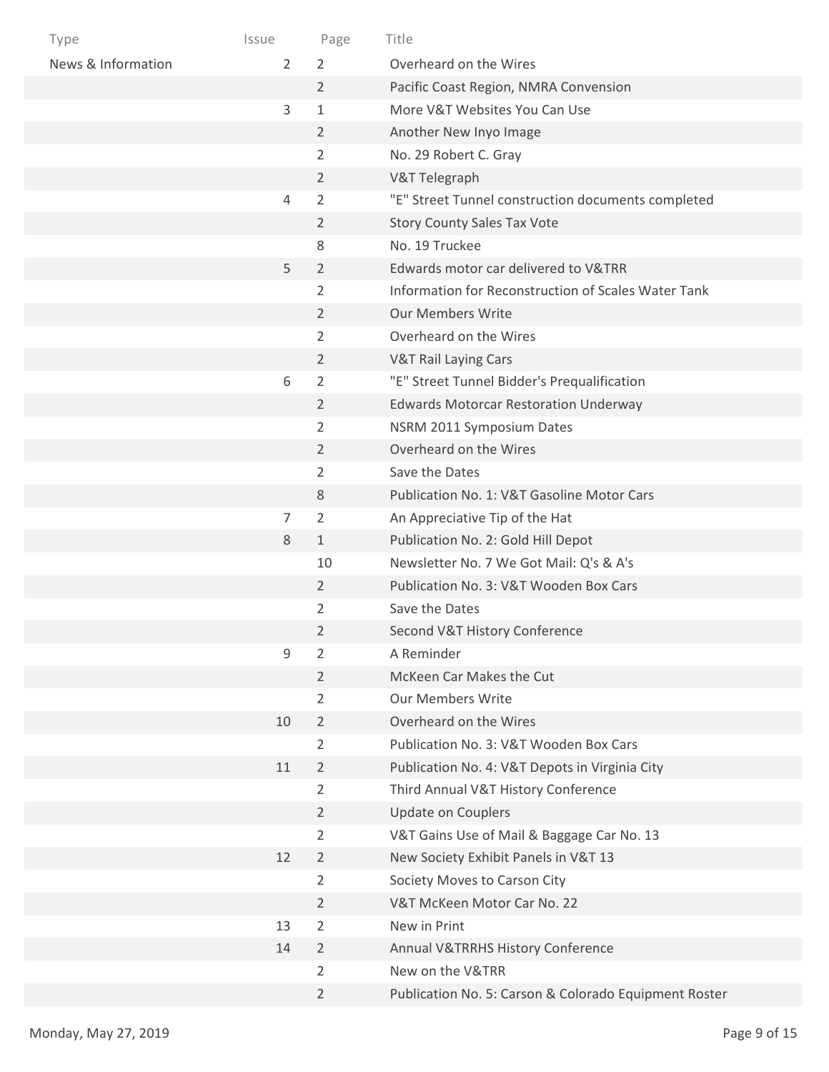| Type | Issue | Page | Title |
|---|---|---|---|
| News & Information | 2 | 2 | Overheard on the Wires |
| | | 2 | Pacific Coast Region, NMRA Convension |
| | 3 | 1 | More V&T Websites You Can Use |
| | | 2 | Another New Inyo Image |
| | | 2 | No. 29 Robert C. Gray |
| | | 2 | V&T Telegraph |
| | 4 | 2 | "E" Street Tunnel construction documents completed |
| | | 2 | Story County Sales Tax Vote |
| | | 8 | No. 19 Truckee |
| | 5 | 2 | Edwards motor car delivered to V&TRR |
| | | 2 | Information for Reconstruction of Scales Water Tank |
| | | 2 | Our Members Write |
| | | 2 | Overheard on the Wires |
| | | 2 | V&T Rail Laying Cars |
| | 6 | 2 | "E" Street Tunnel Bidder's Prequalification |
| | | 2 | Edwards Motorcar Restoration Underway |
| | | 2 | NSRM 2011 Symposium Dates |
| | | 2 | Overheard on the Wires |
| | | 2 | Save the Dates |
| | | 8 | Publication No. 1: V&T Gasoline Motor Cars |
| | 7 | 2 | An Appreciative Tip of the Hat |
| | 8 | 1 | Publication No. 2: Gold Hill Depot |
| | | 10 | Newsletter No. 7 We Got Mail: Q's & A's |
| | | 2 | Publication No. 3: V&T Wooden Box Cars |
| | | 2 | Save the Dates |
| | | 2 | Second V&T History Conference |
| | 9 | 2 | A Reminder |
| | | 2 | McKeen Car Makes the Cut |
| | | 2 | Our Members Write |
| | 10 | 2 | Overheard on the Wires |
| | | 2 | Publication No. 3: V&T Wooden Box Cars |
| | 11 | 2 | Publication No. 4: V&T Depots in Virginia City |
| | | 2 | Third Annual V&T History Conference |
| | | 2 | Update on Couplers |
| | | 2 | V&T Gains Use of Mail & Baggage Car No. 13 |
| | 12 | 2 | New Society Exhibit Panels in V&T 13 |
| | | 2 | Society Moves to Carson City |
| | | 2 | V&T McKeen Motor Car No. 22 |
| | 13 | 2 | New in Print |
| | 14 | 2 | Annual V&TRRHS History Conference |
| | | 2 | New on the V&TRR |
| | | 2 | Publication No. 5: Carson & Colorado Equipment Roster |

Monday, May 27, 2019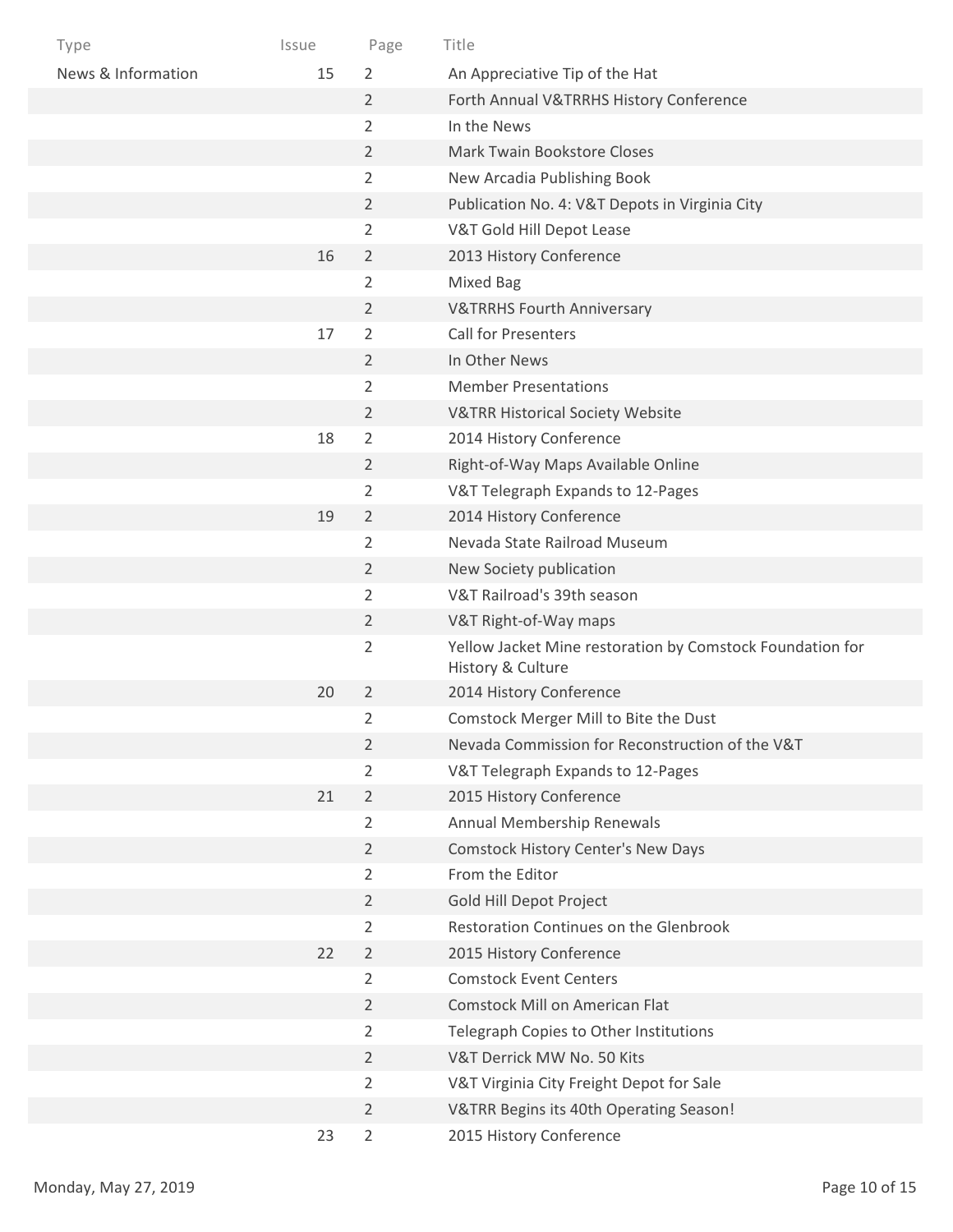| Type | Issue | Page | Title |
|---|---|---|---|
| News & Information | 15 | 2 | An Appreciative Tip of the Hat |
| | | 2 | Forth Annual V&TRRHS History Conference |
| | | 2 | In the News |
| | | 2 | Mark Twain Bookstore Closes |
| | | 2 | New Arcadia Publishing Book |
| | | 2 | Publication No. 4: V&T Depots in Virginia City |
| | | 2 | V&T Gold Hill Depot Lease |
| | 16 | 2 | 2013 History Conference |
| | | 2 | Mixed Bag |
| | | 2 | V&TRRHS Fourth Anniversary |
| | 17 | 2 | Call for Presenters |
| | | 2 | In Other News |
| | | 2 | Member Presentations |
| | | 2 | V&TRR Historical Society Website |
| | 18 | 2 | 2014 History Conference |
| | | 2 | Right-of-Way Maps Available Online |
| | | 2 | V&T Telegraph Expands to 12-Pages |
| | 19 | 2 | 2014 History Conference |
| | | 2 | Nevada State Railroad Museum |
| | | 2 | New Society publication |
| | | 2 | V&T Railroad's 39th season |
| | | 2 | V&T Right-of-Way maps |
| | | 2 | Yellow Jacket Mine restoration by Comstock Foundation for History & Culture |
| | 20 | 2 | 2014 History Conference |
| | | 2 | Comstock Merger Mill to Bite the Dust |
| | | 2 | Nevada Commission for Reconstruction of the V&T |
| | | 2 | V&T Telegraph Expands to 12-Pages |
| | 21 | 2 | 2015 History Conference |
| | | 2 | Annual Membership Renewals |
| | | 2 | Comstock History Center's New Days |
| | | 2 | From the Editor |
| | | 2 | Gold Hill Depot Project |
| | | 2 | Restoration Continues on the Glenbrook |
| | 22 | 2 | 2015 History Conference |
| | | 2 | Comstock Event Centers |
| | | 2 | Comstock Mill on American Flat |
| | | 2 | Telegraph Copies to Other Institutions |
| | | 2 | V&T Derrick MW No. 50 Kits |
| | | 2 | V&T Virginia City Freight Depot for Sale |
| | | 2 | V&TRR Begins its 40th Operating Season! |
| | 23 | 2 | 2015 History Conference |

Monday, May 27, 2019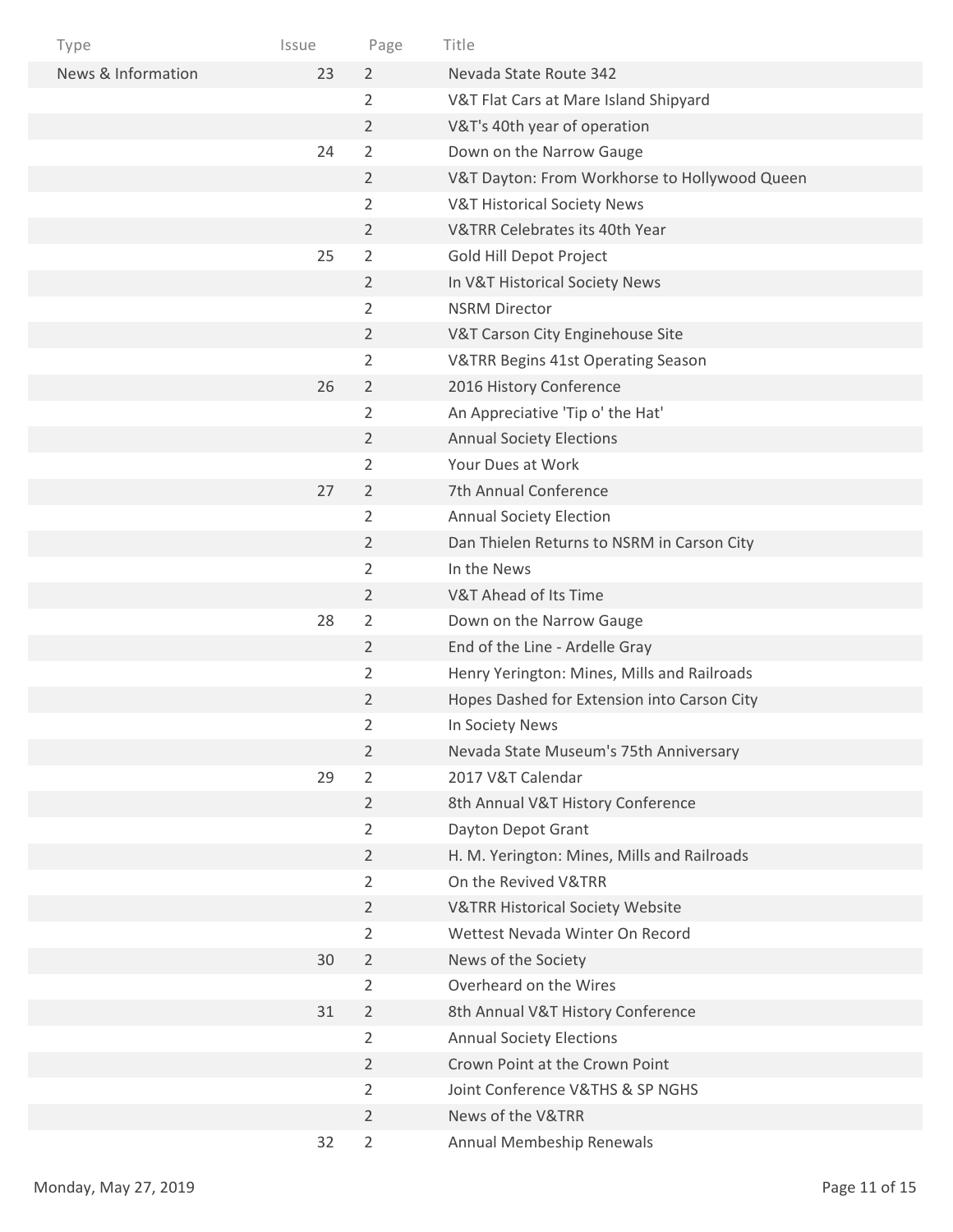| Type | Issue | Page | Title |
|---|---|---|---|
| News & Information | 23 | 2 | Nevada State Route 342 |
| | | 2 | V&T Flat Cars at Mare Island Shipyard |
| | | 2 | V&T's 40th year of operation |
| | 24 | 2 | Down on the Narrow Gauge |
| | | 2 | V&T Dayton: From Workhorse to Hollywood Queen |
| | | 2 | V&T Historical Society News |
| | | 2 | V&TRR Celebrates its 40th Year |
| | 25 | 2 | Gold Hill Depot Project |
| | | 2 | In V&T Historical Society News |
| | | 2 | NSRM Director |
| | | 2 | V&T Carson City Enginehouse Site |
| | | 2 | V&TRR Begins 41st Operating Season |
| | 26 | 2 | 2016 History Conference |
| | | 2 | An Appreciative 'Tip o' the Hat' |
| | | 2 | Annual Society Elections |
| | | 2 | Your Dues at Work |
| | 27 | 2 | 7th Annual Conference |
| | | 2 | Annual Society Election |
| | | 2 | Dan Thielen Returns to NSRM in Carson City |
| | | 2 | In the News |
| | | 2 | V&T Ahead of Its Time |
| | 28 | 2 | Down on the Narrow Gauge |
| | | 2 | End of the Line - Ardelle Gray |
| | | 2 | Henry Yerington: Mines, Mills and Railroads |
| | | 2 | Hopes Dashed for Extension into Carson City |
| | | 2 | In Society News |
| | | 2 | Nevada State Museum's 75th Anniversary |
| | 29 | 2 | 2017 V&T Calendar |
| | | 2 | 8th Annual V&T History Conference |
| | | 2 | Dayton Depot Grant |
| | | 2 | H. M. Yerington: Mines, Mills and Railroads |
| | | 2 | On the Revived V&TRR |
| | | 2 | V&TRR Historical Society Website |
| | | 2 | Wettest Nevada Winter On Record |
| | 30 | 2 | News of the Society |
| | | 2 | Overheard on the Wires |
| | 31 | 2 | 8th Annual V&T History Conference |
| | | 2 | Annual Society Elections |
| | | 2 | Crown Point at the Crown Point |
| | | 2 | Joint Conference V&THS & SP NGHS |
| | | 2 | News of the V&TRR |
| | 32 | 2 | Annual Membeship Renewals |

Monday, May 27, 2019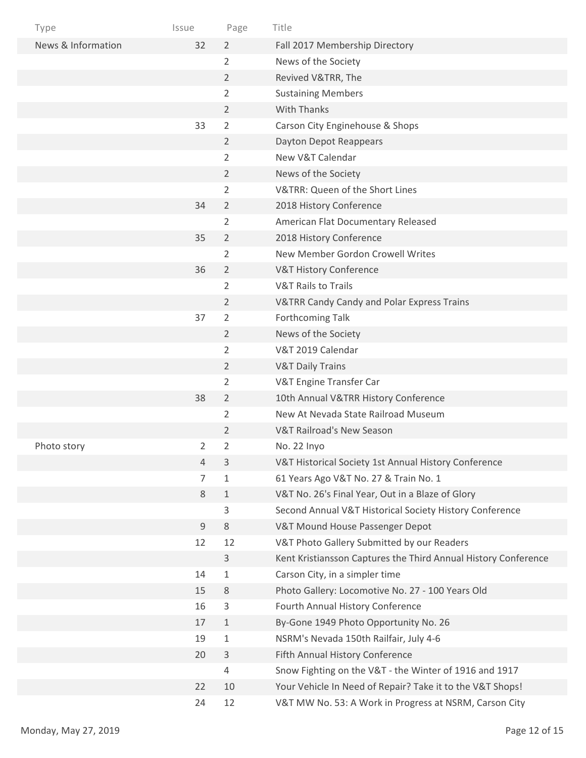| Type | Issue | Page | Title |
| --- | --- | --- | --- |
| News & Information | 32 | 2 | Fall 2017 Membership Directory |
| | | 2 | News of the Society |
| | | 2 | Revived V&TRR, The |
| | | 2 | Sustaining Members |
| | | 2 | With Thanks |
| | 33 | 2 | Carson City Enginehouse & Shops |
| | | 2 | Dayton Depot Reappears |
| | | 2 | New V&T Calendar |
| | | 2 | News of the Society |
| | | 2 | V&TRR: Queen of the Short Lines |
| | 34 | 2 | 2018 History Conference |
| | | 2 | American Flat Documentary Released |
| | 35 | 2 | 2018 History Conference |
| | | 2 | New Member Gordon Crowell Writes |
| | 36 | 2 | V&T History Conference |
| | | 2 | V&T Rails to Trails |
| | | 2 | V&TRR Candy Candy and Polar Express Trains |
| | 37 | 2 | Forthcoming Talk |
| | | 2 | News of the Society |
| | | 2 | V&T 2019 Calendar |
| | | 2 | V&T Daily Trains |
| | | 2 | V&T Engine Transfer Car |
| | 38 | 2 | 10th Annual V&TRR History Conference |
| | | 2 | New At Nevada State Railroad Museum |
| | | 2 | V&T Railroad's New Season |
| Photo story | 2 | 2 | No. 22 Inyo |
| | 4 | 3 | V&T Historical Society 1st Annual History Conference |
| | 7 | 1 | 61 Years Ago V&T No. 27 & Train No. 1 |
| | 8 | 1 | V&T No. 26's Final Year, Out in a Blaze of Glory |
| | | 3 | Second Annual V&T Historical Society History Conference |
| | 9 | 8 | V&T Mound House Passenger Depot |
| | 12 | 12 | V&T Photo Gallery Submitted by our Readers |
| | | 3 | Kent Kristiansson Captures the Third Annual History Conference |
| | 14 | 1 | Carson City, in a simpler time |
| | 15 | 8 | Photo Gallery: Locomotive No. 27 - 100 Years Old |
| | 16 | 3 | Fourth Annual History Conference |
| | 17 | 1 | By-Gone 1949 Photo Opportunity No. 26 |
| | 19 | 1 | NSRM's Nevada 150th Railfair, July 4-6 |
| | 20 | 3 | Fifth Annual History Conference |
| | | 4 | Snow Fighting on the V&T - the Winter of 1916 and 1917 |
| | 22 | 10 | Your Vehicle In Need of Repair? Take it to the V&T Shops! |
| | 24 | 12 | V&T MW No. 53: A Work in Progress at NSRM, Carson City |

Monday, May 27, 2019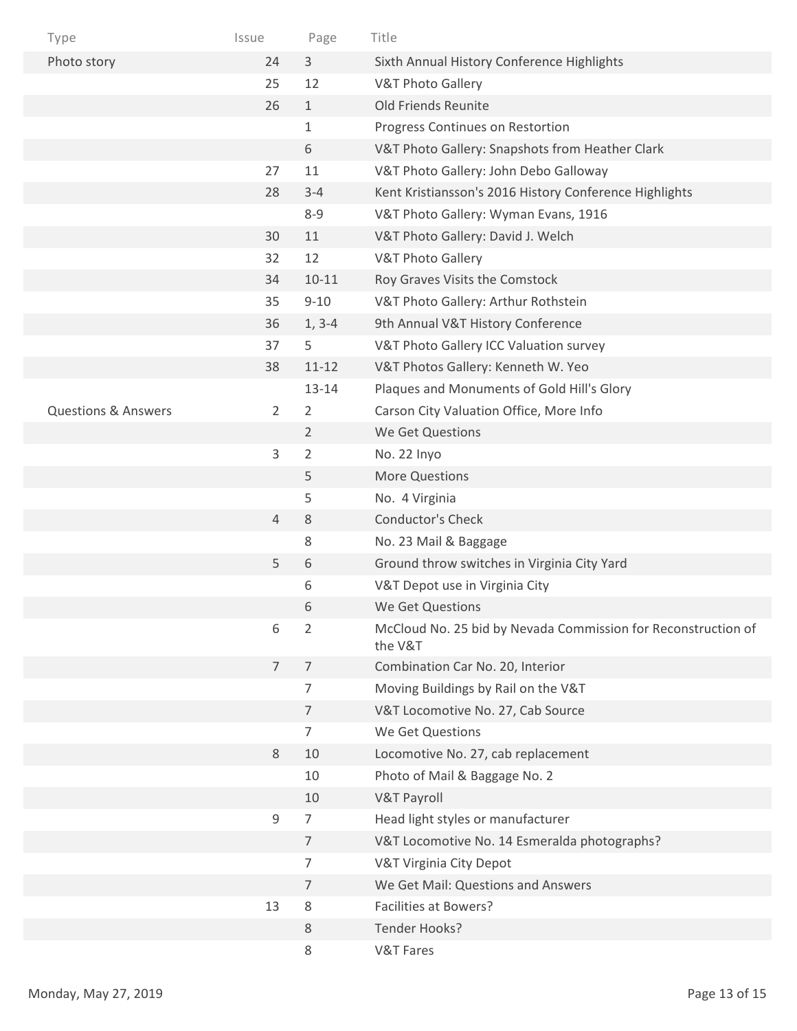| Type | Issue | Page | Title |
|---|---|---|---|
| Photo story | 24 | 3 | Sixth Annual History Conference Highlights |
| | 25 | 12 | V&T Photo Gallery |
| | 26 | 1 | Old Friends Reunite |
| | | 1 | Progress Continues on Restortion |
| | | 6 | V&T Photo Gallery: Snapshots from Heather Clark |
| | 27 | 11 | V&T Photo Gallery: John Debo Galloway |
| | 28 | 3-4 | Kent Kristiansson's 2016 History Conference Highlights |
| | | 8-9 | V&T Photo Gallery: Wyman Evans, 1916 |
| | 30 | 11 | V&T Photo Gallery: David J. Welch |
| | 32 | 12 | V&T Photo Gallery |
| | 34 | 10-11 | Roy Graves Visits the Comstock |
| | 35 | 9-10 | V&T Photo Gallery: Arthur Rothstein |
| | 36 | 1, 3-4 | 9th Annual V&T History Conference |
| | 37 | 5 | V&T Photo Gallery ICC Valuation survey |
| | 38 | 11-12 | V&T Photos Gallery: Kenneth W. Yeo |
| | | 13-14 | Plaques and Monuments of Gold Hill's Glory |
| Questions & Answers | 2 | 2 | Carson City Valuation Office, More Info |
| | | 2 | We Get Questions |
| | 3 | 2 | No. 22 Inyo |
| | | 5 | More Questions |
| | | 5 | No. 4 Virginia |
| | 4 | 8 | Conductor's Check |
| | | 8 | No. 23 Mail & Baggage |
| | 5 | 6 | Ground throw switches in Virginia City Yard |
| | | 6 | V&T Depot use in Virginia City |
| | | 6 | We Get Questions |
| | 6 | 2 | McCloud No. 25 bid by Nevada Commission for Reconstruction of the V&T |
| | 7 | 7 | Combination Car No. 20, Interior |
| | | 7 | Moving Buildings by Rail on the V&T |
| | | 7 | V&T Locomotive No. 27, Cab Source |
| | | 7 | We Get Questions |
| | 8 | 10 | Locomotive No. 27, cab replacement |
| | | 10 | Photo of Mail & Baggage No. 2 |
| | | 10 | V&T Payroll |
| | 9 | 7 | Head light styles or manufacturer |
| | | 7 | V&T Locomotive No. 14 Esmeralda photographs? |
| | | 7 | V&T Virginia City Depot |
| | | 7 | We Get Mail: Questions and Answers |
| | 13 | 8 | Facilities at Bowers? |
| | | 8 | Tender Hooks? |
| | | 8 | V&T Fares |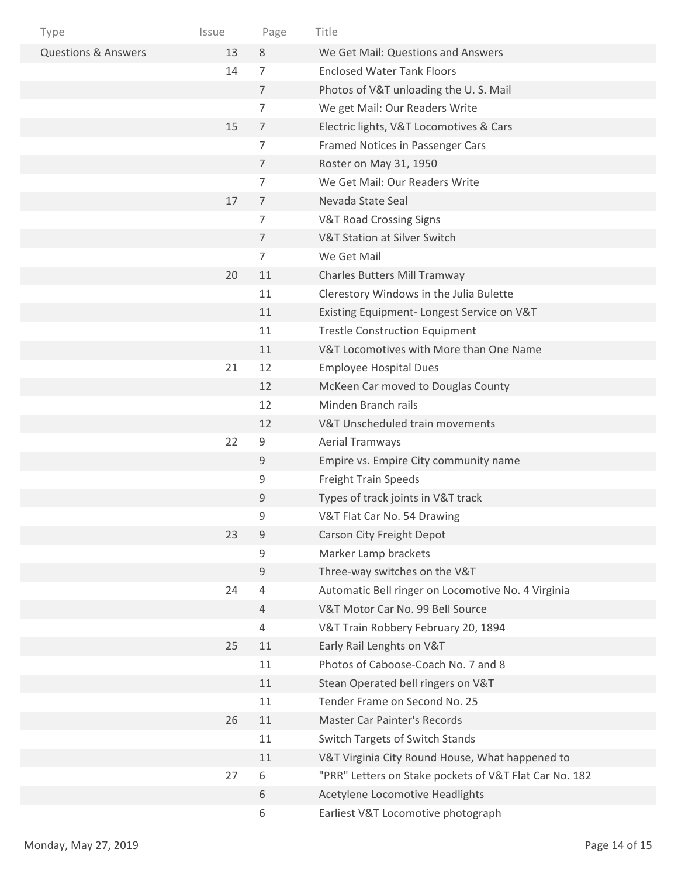| Type | Issue | Page | Title |
|---|---|---|---|
| Questions & Answers | 13 | 8 | We Get Mail: Questions and Answers |
| | 14 | 7 | Enclosed Water Tank Floors |
| | | 7 | Photos of V&T unloading the U. S. Mail |
| | | 7 | We get Mail: Our Readers Write |
| | 15 | 7 | Electric lights, V&T Locomotives & Cars |
| | | 7 | Framed Notices in Passenger Cars |
| | | 7 | Roster on May 31, 1950 |
| | | 7 | We Get Mail: Our Readers Write |
| | 17 | 7 | Nevada State Seal |
| | | 7 | V&T Road Crossing Signs |
| | | 7 | V&T Station at Silver Switch |
| | | 7 | We Get Mail |
| | 20 | 11 | Charles Butters Mill Tramway |
| | | 11 | Clerestory Windows in the Julia Bulette |
| | | 11 | Existing Equipment- Longest Service on V&T |
| | | 11 | Trestle Construction Equipment |
| | | 11 | V&T Locomotives with More than One Name |
| | 21 | 12 | Employee Hospital Dues |
| | | 12 | McKeen Car moved to Douglas County |
| | | 12 | Minden Branch rails |
| | | 12 | V&T Unscheduled train movements |
| | 22 | 9 | Aerial Tramways |
| | | 9 | Empire vs. Empire City community name |
| | | 9 | Freight Train Speeds |
| | | 9 | Types of track joints in V&T track |
| | | 9 | V&T Flat Car No. 54 Drawing |
| | 23 | 9 | Carson City Freight Depot |
| | | 9 | Marker Lamp brackets |
| | | 9 | Three-way switches on the V&T |
| | 24 | 4 | Automatic Bell ringer on Locomotive No. 4 Virginia |
| | | 4 | V&T Motor Car No. 99 Bell Source |
| | | 4 | V&T Train Robbery February 20, 1894 |
| | 25 | 11 | Early Rail Lenghts on V&T |
| | | 11 | Photos of Caboose-Coach No. 7 and 8 |
| | | 11 | Stean Operated bell ringers on V&T |
| | | 11 | Tender Frame on Second No. 25 |
| | 26 | 11 | Master Car Painter's Records |
| | | 11 | Switch Targets of Switch Stands |
| | | 11 | V&T Virginia City Round House, What happened to |
| | 27 | 6 | "PRR" Letters on Stake pockets of V&T Flat Car No. 182 |
| | | 6 | Acetylene Locomotive Headlights |
| | | 6 | Earliest V&T Locomotive photograph |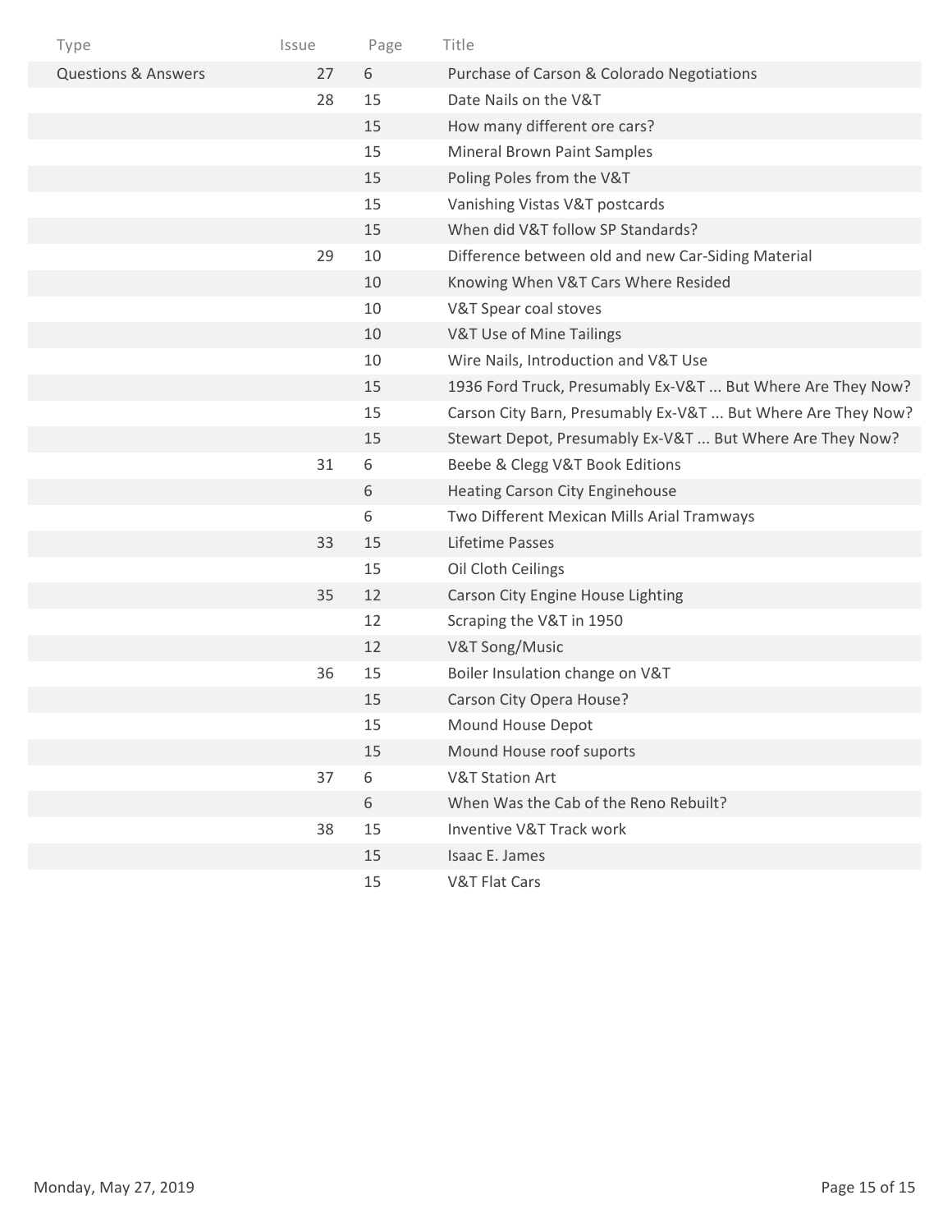| Type | Issue | Page | Title |
|---|---|---|---|
| Questions & Answers | 27 | 6 | Purchase of Carson & Colorado Negotiations |
| | 28 | 15 | Date Nails on the V&T |
| | | 15 | How many different ore cars? |
| | | 15 | Mineral Brown Paint Samples |
| | | 15 | Poling Poles from the V&T |
| | | 15 | Vanishing Vistas V&T postcards |
| | | 15 | When did V&T follow SP Standards? |
| | 29 | 10 | Difference between old and new Car-Siding Material |
| | | 10 | Knowing When V&T Cars Where Resided |
| | | 10 | V&T Spear coal stoves |
| | | 10 | V&T Use of Mine Tailings |
| | | 10 | Wire Nails, Introduction and V&T Use |
| | | 15 | 1936 Ford Truck, Presumably Ex-V&T ... But Where Are They Now? |
| | | 15 | Carson City Barn, Presumably Ex-V&T ... But Where Are They Now? |
| | | 15 | Stewart Depot, Presumably Ex-V&T ... But Where Are They Now? |
| | 31 | 6 | Beebe & Clegg V&T Book Editions |
| | | 6 | Heating Carson City Enginehouse |
| | | 6 | Two Different Mexican Mills Arial Tramways |
| | 33 | 15 | Lifetime Passes |
| | | 15 | Oil Cloth Ceilings |
| | 35 | 12 | Carson City Engine House Lighting |
| | | 12 | Scraping the V&T in 1950 |
| | | 12 | V&T Song/Music |
| | 36 | 15 | Boiler Insulation change on V&T |
| | | 15 | Carson City Opera House? |
| | | 15 | Mound House Depot |
| | | 15 | Mound House roof suports |
| | 37 | 6 | V&T Station Art |
| | | 6 | When Was the Cab of the Reno Rebuilt? |
| | 38 | 15 | Inventive V&T Track work |
| | | 15 | Isaac E. James |
| | | 15 | V&T Flat Cars |

Monday, May 27, 2019